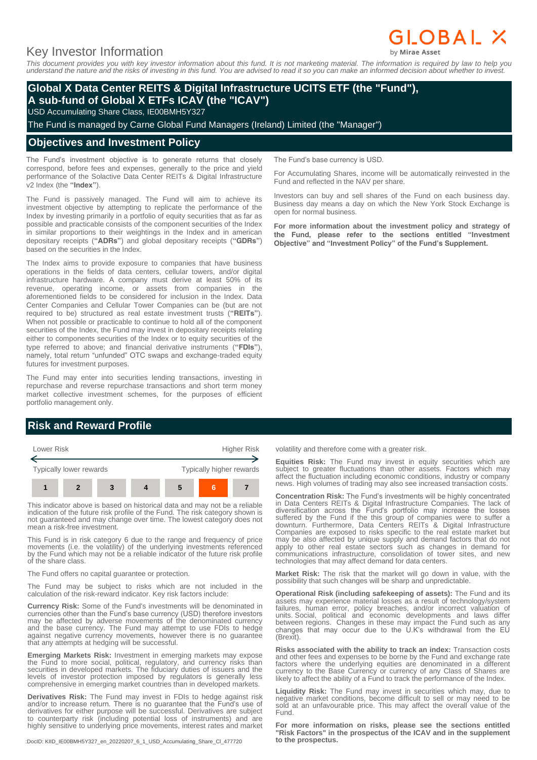# Key Investor Information

GLOBAL X by Mirae Asset

*This document provides you with key investor information about this fund. It is not marketing material. The information is required by law to help you understand the nature and the risks of investing in this fund. You are advised to read it so you can make an informed decision about whether to invest.*

## Global X Data Center REITS & Digital Infrastructure UCITS ETF (the "Fund"), A sub-fund of Global X ETFs ICAV (the "ICAV")

USD Accumulating Share Class, IE00BMH5Y327

The Fund is managed by Carne Global Fund Managers (Ireland) Limited (the "Manager")

## Objectives and Investment Policy

The Fund's investment objective is to generate returns that closely correspond, before fees and expenses, generally to the price and yield performance of the Solactive Data Center REITs & Digital Infrastructure v2 Index (the **"Index"**).

The Fund is passively managed. The Fund will aim to achieve its investment objective by attempting to replicate the performance of the Index by investing primarily in a portfolio of equity securities that as far as possible and practicable consists of the component securities of the Index in similar proportions to their weightings in the Index and in american depositary receipts (**"ADRs"**) and global depositary receipts (**"GDRs"**) based on the securities in the Index.

The Index aims to provide exposure to companies that have business operations in the fields of data centers, cellular towers, and/or digital infrastructure hardware. A company must derive at least 50% of its revenue, operating income, or assets from companies in the aforementioned fields to be considered for inclusion in the Index. Data Center Companies and Cellular Tower Companies can be (but are not required to be) structured as real estate investment trusts (**"REITs"**). When not possible or practicable to continue to hold all of the component securities of the Index, the Fund may invest in depositary receipts relating either to components securities of the Index or to equity securities of the type referred to above; and financial derivative instruments (**"FDIs"**), namely, total return "unfunded" OTC swaps and exchange-traded equity futures for investment purposes.

The Fund may enter into securities lending transactions, investing in repurchase and reverse repurchase transactions and short term money market collective investment schemes, for the purposes of efficient portfolio management only.

The Fund's base currency is USD.

For Accumulating Shares, income will be automatically reinvested in the Fund and reflected in the NAV per share.

Investors can buy and sell shares of the Fund on each business day. Business day means a day on which the New York Stock Exchange is open for normal business.

**For more information about the investment policy and strategy of the Fund, please refer to the sections entitled "Investment Objective" and "Investment Policy" of the Fund's Supplement.**

## Risk and Reward Profile

| Lower Risk | | | | | | Higher Risk |
|---|---|---|---|---|---|---|
| Typically lower rewards | | | | | | Typically higher rewards |
| 1 | 2 | 3 | 4 | 5 | **6** | 7 |

This indicator above is based on historical data and may not be a reliable indication of the future risk profile of the Fund. The risk category shown is not guaranteed and may change over time. The lowest category does not mean a risk-free investment.

This Fund is in risk category 6 due to the range and frequency of price movements (i.e. the volatility) of the underlying investments referenced by the Fund which may not be a reliable indicator of the future risk profile of the share class.

The Fund offers no capital guarantee or protection.

The Fund may be subject to risks which are not included in the calculation of the risk-reward indicator. Key risk factors include:

**Currency Risk:** Some of the Fund's investments will be denominated in currencies other than the Fund's base currency (USD) therefore investors may be affected by adverse movements of the denominated currency and the base currency. The Fund may attempt to use FDIs to hedge against negative currency movements, however there is no guarantee that any attempts at hedging will be successful.

**Emerging Markets Risk:** Investment in emerging markets may expose the Fund to more social, political, regulatory, and currency risks than securities in developed markets. The fiduciary duties of issuers and the levels of investor protection imposed by regulators is generally less comprehensive in emerging market countries than in developed markets.

**Derivatives Risk:** The Fund may invest in FDIs to hedge against risk and/or to increase return. There is no guarantee that the Fund's use of derivatives for either purpose will be successful. Derivatives are subject to counterparty risk (including potential loss of instruments) and are highly sensitive to underlying price movements, interest rates and market volatility and therefore come with a greater risk.

**Equities Risk:** The Fund may invest in equity securities which are subject to greater fluctuations than other assets. Factors which may affect the fluctuation including economic conditions, industry or company news. High volumes of trading may also see increased transaction costs.

**Concentration Risk:** The Fund's investments will be highly concentrated in Data Centers REITs & Digital Infrastructure Companies. The lack of diversification across the Fund's portfolio may increase the losses suffered by the Fund if the this group of companies were to suffer a downturn. Furthermore, Data Centers REITs & Digital Infrastructure Companies are exposed to risks specific to the real estate market but may be also affected by unique supply and demand factors that do not apply to other real estate sectors such as changes in demand for communications infrastructure, consolidation of tower sites, and new technologies that may affect demand for data centers.

**Market Risk:** The risk that the market will go down in value, with the possibility that such changes will be sharp and unpredictable.

**Operational Risk (including safekeeping of assets):** The Fund and its assets may experience material losses as a result of technology/system failures, human error, policy breaches, and/or incorrect valuation of units. Social, political and economic developments and laws differ between regions. Changes in these may impact the Fund such as any changes that may occur due to the U.K's withdrawal from the EU (Brexit).

**Risks associated with the ability to track an index:** Transaction costs and other fees and expenses to be borne by the Fund and exchange rate factors where the underlying equities are denominated in a different currency to the Base Currency or currency of any Class of Shares are likely to affect the ability of a Fund to track the performance of the Index.

**Liquidity Risk:** The Fund may invest in securities which may, due to negative market conditions, become difficult to sell or may need to be sold at an unfavourable price. This may affect the overall value of the Fund.

**For more information on risks, please see the sections entitled "Risk Factors" in the prospectus of the ICAV and in the supplement to the prospectus.**

:DocID: KIID_IE00BMH5Y327_en_20220207_6_1_USD_Accumulating_Share_Cl_477720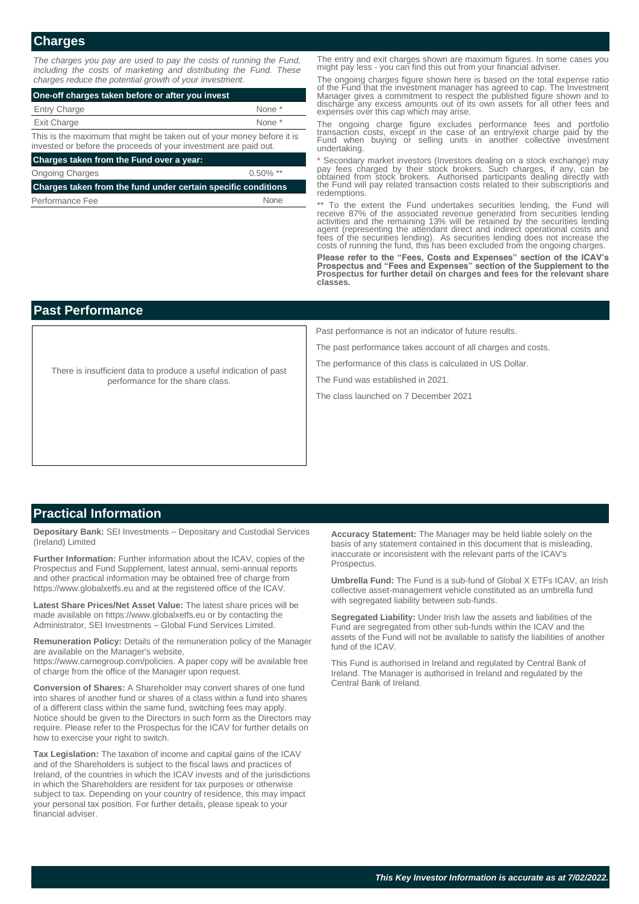## Charges

*The charges you pay are used to pay the costs of running the Fund, including the costs of marketing and distributing the Fund. These charges reduce the potential growth of your investment.*

| One-off charges taken before or after you invest | |
|---|---|
| Entry Charge | None * |
| Exit Charge | None * |

This is the maximum that might be taken out of your money before it is invested or before the proceeds of your investment are paid out.

| Charges taken from the Fund over a year: | |
|---|---|
| Ongoing Charges | 0.50% ** |

| Charges taken from the fund under certain specific conditions | |
|---|---|
| Performance Fee | None |

The entry and exit charges shown are maximum figures. In some cases you might pay less - you can find this out from your financial adviser.

The ongoing charges figure shown here is based on the total expense ratio of the Fund that the investment manager has agreed to cap. The Investment Manager gives a commitment to respect the published figure shown and to discharge any excess amounts out of its own assets for all other fees and expenses over this cap which may arise.

The ongoing charge figure excludes performance fees and portfolio transaction costs, except in the case of an entry/exit charge paid by the Fund when buying or selling units in another collective investment undertaking.

* Secondary market investors (Investors dealing on a stock exchange) may pay fees charged by their stock brokers. Such charges, if any, can be obtained from stock brokers. Authorised participants dealing directly with the Fund will pay related transaction costs related to their subscriptions and redemptions.

** To the extent the Fund undertakes securities lending, the Fund will receive 87% of the associated revenue generated from securities lending activities and the remaining 13% will be retained by the securities lending agent (representing the attendant direct and indirect operational costs and fees of the securities lending). As securities lending does not increase the costs of running the fund, this has been excluded from the ongoing charges.

**Please refer to the "Fees, Costs and Expenses" section of the ICAV's Prospectus and "Fees and Expenses" section of the Supplement to the Prospectus for further detail on charges and fees for the relevant share classes.**

## Past Performance

There is insufficient data to produce a useful indication of past performance for the share class.

Past performance is not an indicator of future results.

The past performance takes account of all charges and costs.

The performance of this class is calculated in US Dollar.

The Fund was established in 2021.

The class launched on 7 December 2021

## Practical Information

**Depositary Bank:** SEI Investments – Depositary and Custodial Services (Ireland) Limited

**Further Information:** Further information about the ICAV, copies of the Prospectus and Fund Supplement, latest annual, semi-annual reports and other practical information may be obtained free of charge from https://www.globalxetfs.eu and at the registered office of the ICAV.

**Latest Share Prices/Net Asset Value:** The latest share prices will be made available on https://www.globalxetfs.eu or by contacting the Administrator, SEI Investments – Global Fund Services Limited.

**Remuneration Policy:** Details of the remuneration policy of the Manager are available on the Manager's website, https://www.carnegroup.com/policies. A paper copy will be available free of charge from the office of the Manager upon request.

**Conversion of Shares:** A Shareholder may convert shares of one fund into shares of another fund or shares of a class within a fund into shares of a different class within the same fund, switching fees may apply. Notice should be given to the Directors in such form as the Directors may require. Please refer to the Prospectus for the ICAV for further details on how to exercise your right to switch.

**Tax Legislation:** The taxation of income and capital gains of the ICAV and of the Shareholders is subject to the fiscal laws and practices of Ireland, of the countries in which the ICAV invests and of the jurisdictions in which the Shareholders are resident for tax purposes or otherwise subject to tax. Depending on your country of residence, this may impact your personal tax position. For further details, please speak to your financial adviser.

**Accuracy Statement:** The Manager may be held liable solely on the basis of any statement contained in this document that is misleading, inaccurate or inconsistent with the relevant parts of the ICAV's Prospectus.

**Umbrella Fund:** The Fund is a sub-fund of Global X ETFs ICAV, an Irish collective asset-management vehicle constituted as an umbrella fund with segregated liability between sub-funds.

**Segregated Liability:** Under Irish law the assets and liabilities of the Fund are segregated from other sub-funds within the ICAV and the assets of the Fund will not be available to satisfy the liabilities of another fund of the ICAV.

This Fund is authorised in Ireland and regulated by Central Bank of Ireland. The Manager is authorised in Ireland and regulated by the Central Bank of Ireland.

***This Key Investor Information is accurate as at 7/02/2022.***